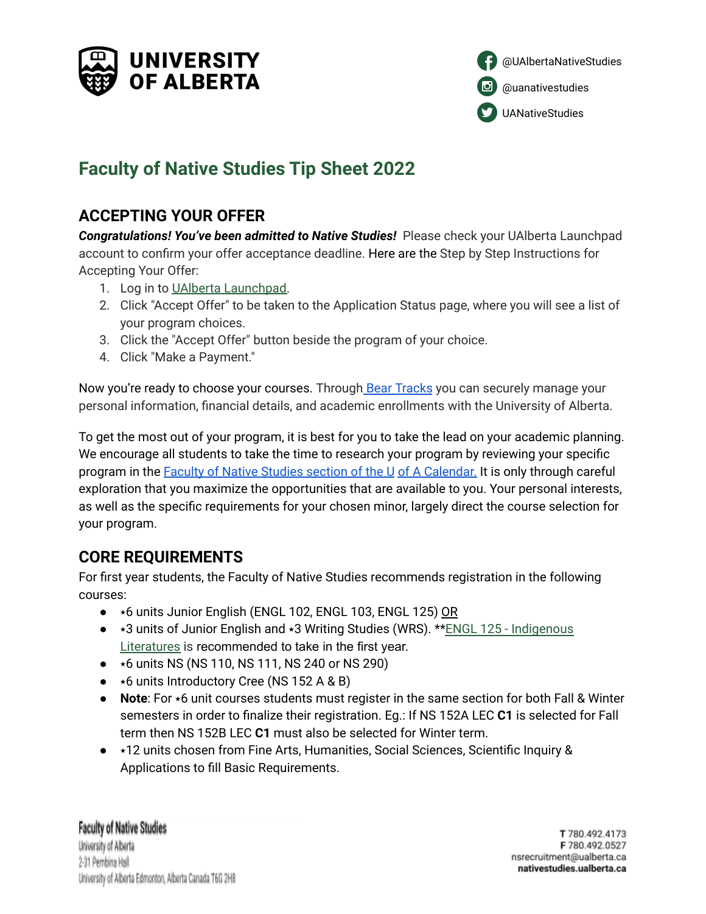UNIVERSITY OF ALBERTA

@UAlbertaNativeStudies
@uanativestudies
UANativeStudies

# Faculty of Native Studies Tip Sheet 2022

## ACCEPTING YOUR OFFER

***Congratulations! You've been admitted to Native Studies!*** Please check your UAlberta Launchpad account to confirm your offer acceptance deadline. Here are the Step by Step Instructions for Accepting Your Offer:

1. Log in to UAlberta Launchpad.
2. Click "Accept Offer" to be taken to the Application Status page, where you will see a list of your program choices.
3. Click the "Accept Offer" button beside the program of your choice.
4. Click "Make a Payment."

Now you're ready to choose your courses. Through Bear Tracks you can securely manage your personal information, financial details, and academic enrollments with the University of Alberta.

To get the most out of your program, it is best for you to take the lead on your academic planning. We encourage all students to take the time to research your program by reviewing your specific program in the Faculty of Native Studies section of the U of A Calendar. It is only through careful exploration that you maximize the opportunities that are available to you. Your personal interests, as well as the specific requirements for your chosen minor, largely direct the course selection for your program.

## CORE REQUIREMENTS

For first year students, the Faculty of Native Studies recommends registration in the following courses:

- ⋆6 units Junior English (ENGL 102, ENGL 103, ENGL 125) OR
- ⋆3 units of Junior English and ⋆3 Writing Studies (WRS). **ENGL 125 - Indigenous Literatures is recommended to take in the first year.
- ⋆6 units NS (NS 110, NS 111, NS 240 or NS 290)
- ⋆6 units Introductory Cree (NS 152 A & B)
- **Note**: For ⋆6 unit courses students must register in the same section for both Fall & Winter semesters in order to finalize their registration. Eg.: If NS 152A LEC **C1** is selected for Fall term then NS 152B LEC **C1** must also be selected for Winter term.
- ⋆12 units chosen from Fine Arts, Humanities, Social Sciences, Scientific Inquiry & Applications to fill Basic Requirements.

Faculty of Native Studies
University of Alberta
2-31 Pembina Hall
University of Alberta Edmonton, Alberta Canada T6G 2H8

**T** 780.492.4173
**F** 780.492.0527
nsrecruitment@ualberta.ca
**nativestudies.ualberta.ca**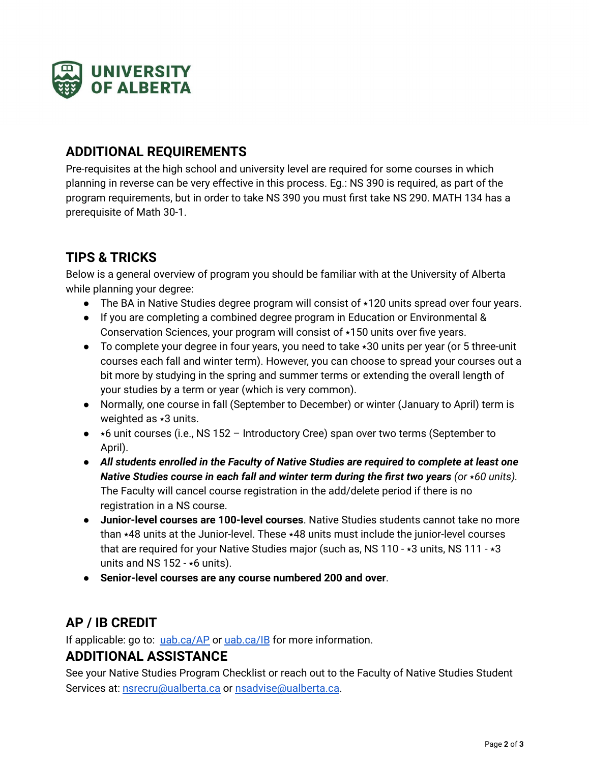## ADDITIONAL REQUIREMENTS

Pre-requisites at the high school and university level are required for some courses in which planning in reverse can be very effective in this process. Eg.: NS 390 is required, as part of the program requirements, but in order to take NS 390 you must first take NS 290. MATH 134 has a prerequisite of Math 30-1.

## TIPS & TRICKS

Below is a general overview of program you should be familiar with at the University of Alberta while planning your degree:

- The BA in Native Studies degree program will consist of ⋆120 units spread over four years.
- If you are completing a combined degree program in Education or Environmental & Conservation Sciences, your program will consist of ⋆150 units over five years.
- To complete your degree in four years, you need to take ⋆30 units per year (or 5 three-unit courses each fall and winter term). However, you can choose to spread your courses out a bit more by studying in the spring and summer terms or extending the overall length of your studies by a term or year (which is very common).
- Normally, one course in fall (September to December) or winter (January to April) term is weighted as ⋆3 units.
- ⋆6 unit courses (i.e., NS 152 – Introductory Cree) span over two terms (September to April).
- ***All students enrolled in the Faculty of Native Studies are required to complete at least one Native Studies course in each fall and winter term during the first two years*** *(or ⋆60 units).* The Faculty will cancel course registration in the add/delete period if there is no registration in a NS course.
- **Junior-level courses are 100-level courses**. Native Studies students cannot take no more than ⋆48 units at the Junior-level. These ⋆48 units must include the junior-level courses that are required for your Native Studies major (such as, NS 110 - ⋆3 units, NS 111 - ⋆3 units and NS 152 - ⋆6 units).
- **Senior-level courses are any course numbered 200 and over**.

## AP / IB CREDIT

If applicable: go to: [uab.ca/AP](uab.ca/AP) or [uab.ca/IB](uab.ca/IB) for more information.

## ADDITIONAL ASSISTANCE

See your Native Studies Program Checklist or reach out to the Faculty of Native Studies Student Services at: nsrecru@ualberta.ca or nsadvise@ualberta.ca.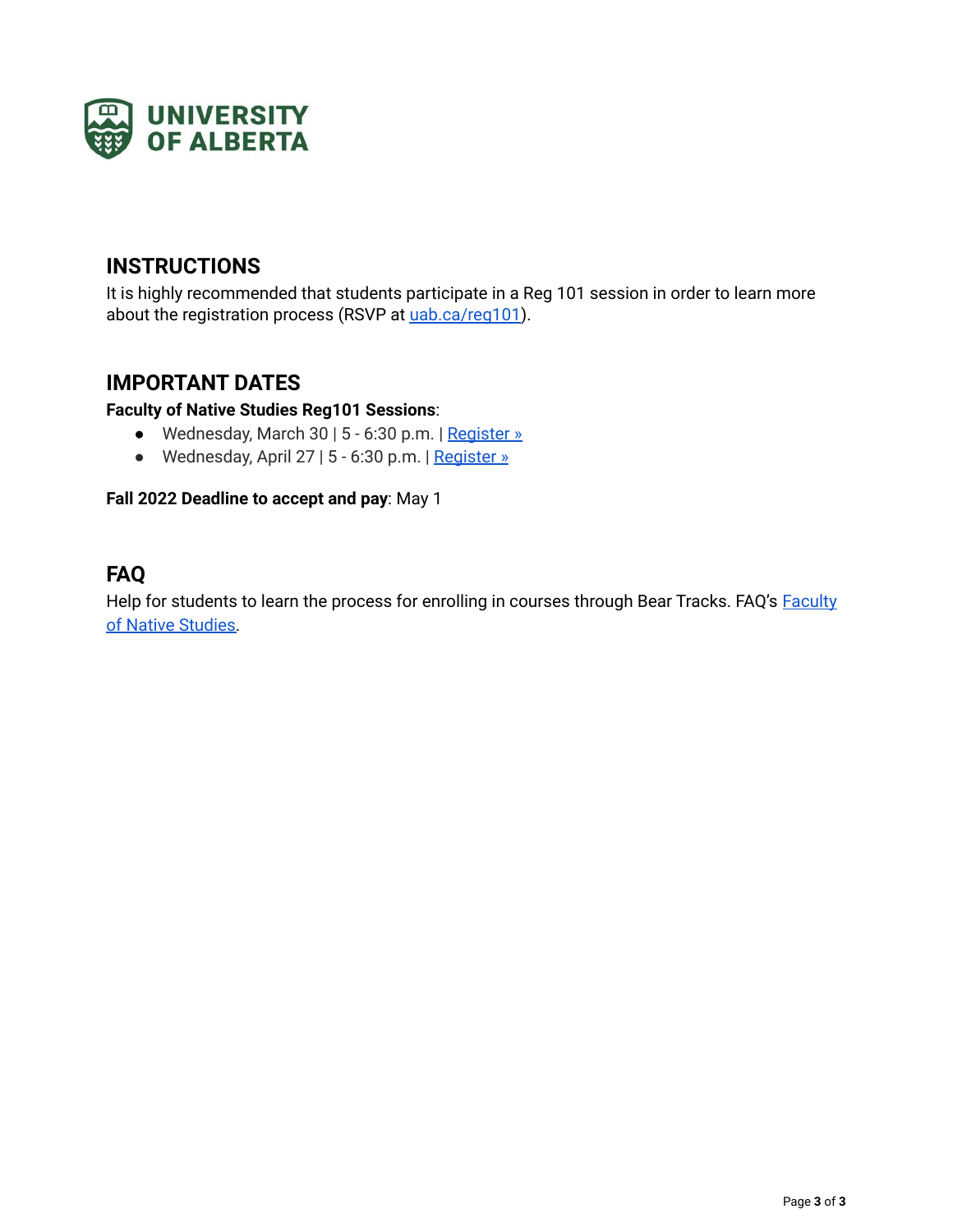**UNIVERSITY OF ALBERTA**

## INSTRUCTIONS

It is highly recommended that students participate in a Reg 101 session in order to learn more about the registration process (RSVP at uab.ca/reg101).

## IMPORTANT DATES

**Faculty of Native Studies Reg101 Sessions**:

- Wednesday, March 30 | 5 - 6:30 p.m. | Register »
- Wednesday, April 27 | 5 - 6:30 p.m. | Register »

**Fall 2022 Deadline to accept and pay**: May 1

## FAQ

Help for students to learn the process for enrolling in courses through Bear Tracks. FAQ's Faculty of Native Studies.